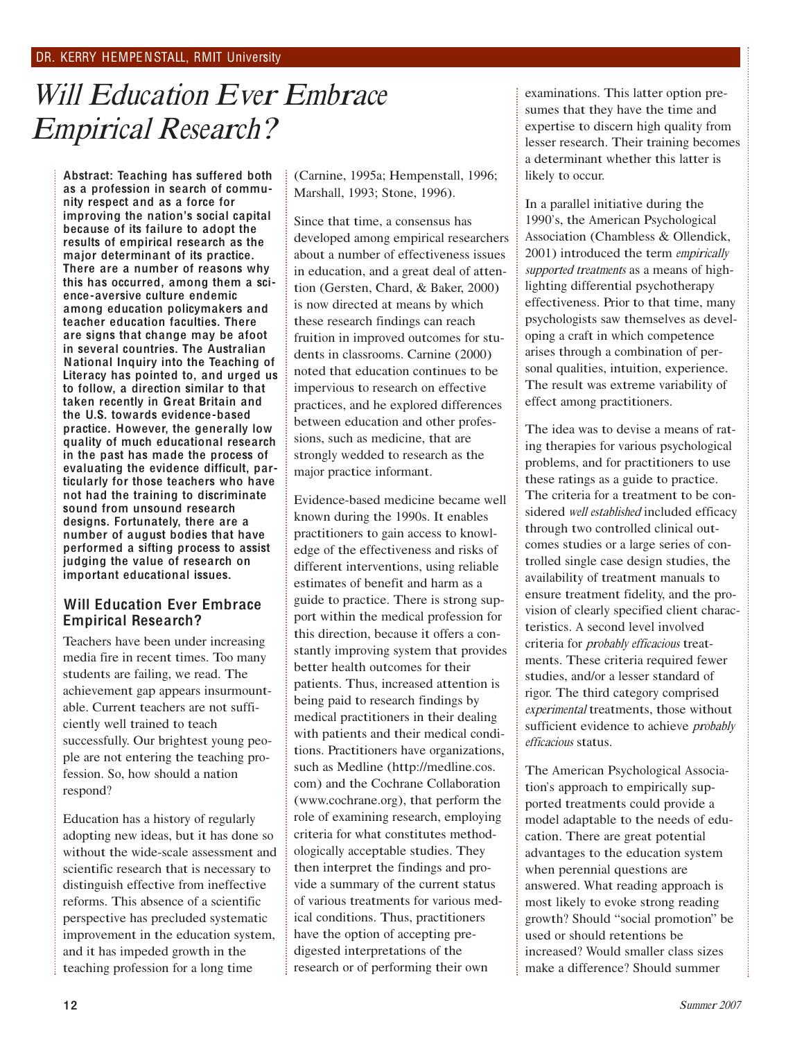DR. KERRY HEMPENSTALL, RMIT University

# Will Education Ever Embrace Empirical Research?

**Abstract: Teaching has suffered both as a profession in search of community respect and as a force for improving the nation's social capital because of its failure to adopt the results of empirical research as the major determinant of its practice. There are a number of reasons why this has occurred, among them a science-aversive culture endemic among education policymakers and teacher education faculties. There are signs that change may be afoot in several countries. The Australian National Inquiry into the Teaching of Literacy has pointed to, and urged us to follow, a direction similar to that taken recently in Great Britain and the U.S. towards evidence-based practice. However, the generally low quality of much educational research in the past has made the process of evaluating the evidence difficult, particularly for those teachers who have not had the training to discriminate sound from unsound research designs. Fortunately, there are a number of august bodies that have performed a sifting process to assist judging the value of research on important educational issues.**

## Will Education Ever Embrace Empirical Research?

Teachers have been under increasing media fire in recent times. Too many students are failing, we read. The achievement gap appears insurmountable. Current teachers are not sufficiently well trained to teach successfully. Our brightest young people are not entering the teaching profession. So, how should a nation respond?

Education has a history of regularly adopting new ideas, but it has done so without the wide-scale assessment and scientific research that is necessary to distinguish effective from ineffective reforms. This absence of a scientific perspective has precluded systematic improvement in the education system, and it has impeded growth in the teaching profession for a long time (Carnine, 1995a; Hempenstall, 1996; Marshall, 1993; Stone, 1996).

Since that time, a consensus has developed among empirical researchers about a number of effectiveness issues in education, and a great deal of attention (Gersten, Chard, & Baker, 2000) is now directed at means by which these research findings can reach fruition in improved outcomes for students in classrooms. Carnine (2000) noted that education continues to be impervious to research on effective practices, and he explored differences between education and other professions, such as medicine, that are strongly wedded to research as the major practice informant.

Evidence-based medicine became well known during the 1990s. It enables practitioners to gain access to knowledge of the effectiveness and risks of different interventions, using reliable estimates of benefit and harm as a guide to practice. There is strong support within the medical profession for this direction, because it offers a constantly improving system that provides better health outcomes for their patients. Thus, increased attention is being paid to research findings by medical practitioners in their dealing with patients and their medical conditions. Practitioners have organizations, such as Medline (http://medline.cos.com) and the Cochrane Collaboration (www.cochrane.org), that perform the role of examining research, employing criteria for what constitutes methodologically acceptable studies. They then interpret the findings and provide a summary of the current status of various treatments for various medical conditions. Thus, practitioners have the option of accepting predigested interpretations of the research or of performing their own examinations. This latter option presumes that they have the time and expertise to discern high quality from lesser research. Their training becomes a determinant whether this latter is likely to occur.

In a parallel initiative during the 1990's, the American Psychological Association (Chambless & Ollendick, 2001) introduced the term *empirically supported treatments* as a means of highlighting differential psychotherapy effectiveness. Prior to that time, many psychologists saw themselves as developing a craft in which competence arises through a combination of personal qualities, intuition, experience. The result was extreme variability of effect among practitioners.

The idea was to devise a means of rating therapies for various psychological problems, and for practitioners to use these ratings as a guide to practice. The criteria for a treatment to be considered *well established* included efficacy through two controlled clinical outcomes studies or a large series of controlled single case design studies, the availability of treatment manuals to ensure treatment fidelity, and the provision of clearly specified client characteristics. A second level involved criteria for *probably efficacious* treatments. These criteria required fewer studies, and/or a lesser standard of rigor. The third category comprised *experimental* treatments, those without sufficient evidence to achieve *probably efficacious* status.

The American Psychological Association's approach to empirically supported treatments could provide a model adaptable to the needs of education. There are great potential advantages to the education system when perennial questions are answered. What reading approach is most likely to evoke strong reading growth? Should "social promotion" be used or should retentions be increased? Would smaller class sizes make a difference? Should summer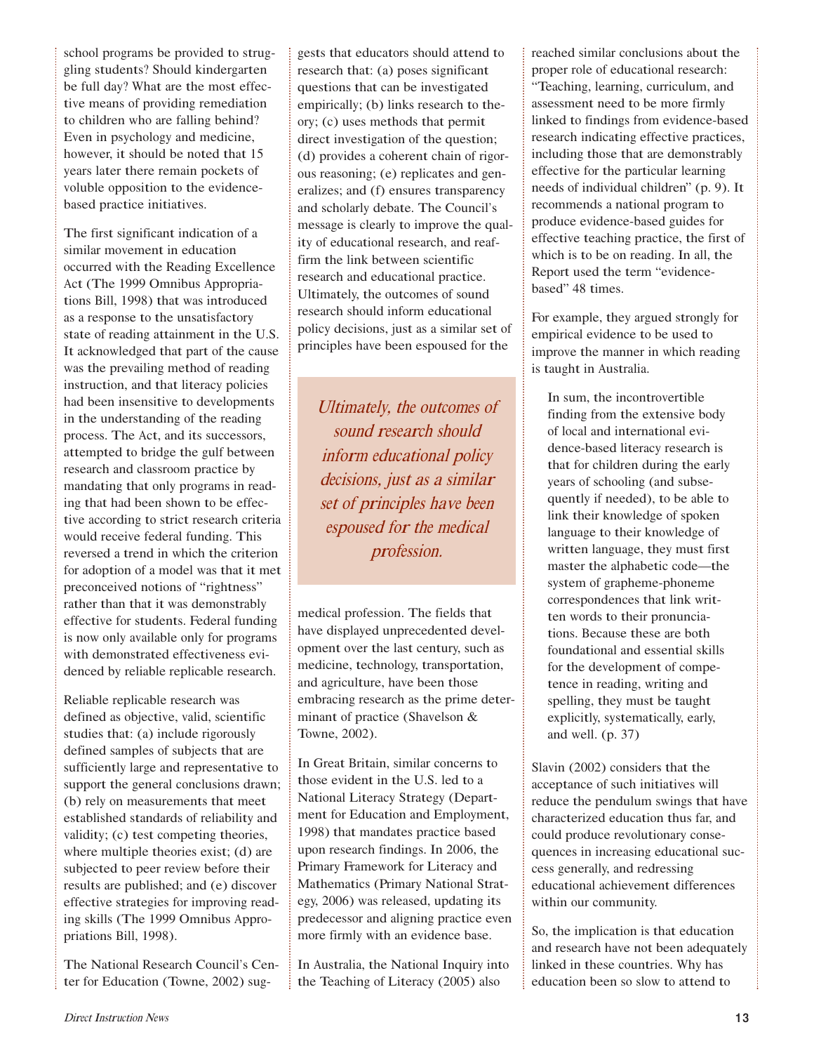school programs be provided to struggling students? Should kindergarten be full day? What are the most effective means of providing remediation to children who are falling behind? Even in psychology and medicine, however, it should be noted that 15 years later there remain pockets of voluble opposition to the evidence-based practice initiatives.

The first significant indication of a similar movement in education occurred with the Reading Excellence Act (The 1999 Omnibus Appropriations Bill, 1998) that was introduced as a response to the unsatisfactory state of reading attainment in the U.S. It acknowledged that part of the cause was the prevailing method of reading instruction, and that literacy policies had been insensitive to developments in the understanding of the reading process. The Act, and its successors, attempted to bridge the gulf between research and classroom practice by mandating that only programs in reading that had been shown to be effective according to strict research criteria would receive federal funding. This reversed a trend in which the criterion for adoption of a model was that it met preconceived notions of "rightness" rather than that it was demonstrably effective for students. Federal funding is now only available only for programs with demonstrated effectiveness evidenced by reliable replicable research.

Reliable replicable research was defined as objective, valid, scientific studies that: (a) include rigorously defined samples of subjects that are sufficiently large and representative to support the general conclusions drawn; (b) rely on measurements that meet established standards of reliability and validity; (c) test competing theories, where multiple theories exist; (d) are subjected to peer review before their results are published; and (e) discover effective strategies for improving reading skills (The 1999 Omnibus Appropriations Bill, 1998).

The National Research Council's Center for Education (Towne, 2002) suggests that educators should attend to research that: (a) poses significant questions that can be investigated empirically; (b) links research to theory; (c) uses methods that permit direct investigation of the question; (d) provides a coherent chain of rigorous reasoning; (e) replicates and generalizes; and (f) ensures transparency and scholarly debate. The Council's message is clearly to improve the quality of educational research, and reaffirm the link between scientific research and educational practice. Ultimately, the outcomes of sound research should inform educational policy decisions, just as a similar set of principles have been espoused for the medical profession. The fields that have displayed unprecedented development over the last century, such as medicine, technology, transportation, and agriculture, have been those embracing research as the prime determinant of practice (Shavelson & Towne, 2002).

*Ultimately, the outcomes of sound research should inform educational policy decisions, just as a similar set of principles have been espoused for the medical profession.*

In Great Britain, similar concerns to those evident in the U.S. led to a National Literacy Strategy (Department for Education and Employment, 1998) that mandates practice based upon research findings. In 2006, the Primary Framework for Literacy and Mathematics (Primary National Strategy, 2006) was released, updating its predecessor and aligning practice even more firmly with an evidence base.

In Australia, the National Inquiry into the Teaching of Literacy (2005) also reached similar conclusions about the proper role of educational research: "Teaching, learning, curriculum, and assessment need to be more firmly linked to findings from evidence-based research indicating effective practices, including those that are demonstrably effective for the particular learning needs of individual children" (p. 9). It recommends a national program to produce evidence-based guides for effective teaching practice, the first of which is to be on reading. In all, the Report used the term "evidence-based" 48 times.

For example, they argued strongly for empirical evidence to be used to improve the manner in which reading is taught in Australia.

> In sum, the incontrovertible finding from the extensive body of local and international evidence-based literacy research is that for children during the early years of schooling (and subsequently if needed), to be able to link their knowledge of spoken language to their knowledge of written language, they must first master the alphabetic code—the system of grapheme-phoneme correspondences that link written words to their pronunciations. Because these are both foundational and essential skills for the development of competence in reading, writing and spelling, they must be taught explicitly, systematically, early, and well. (p. 37)

Slavin (2002) considers that the acceptance of such initiatives will reduce the pendulum swings that have characterized education thus far, and could produce revolutionary consequences in increasing educational success generally, and redressing educational achievement differences within our community.

So, the implication is that education and research have not been adequately linked in these countries. Why has education been so slow to attend to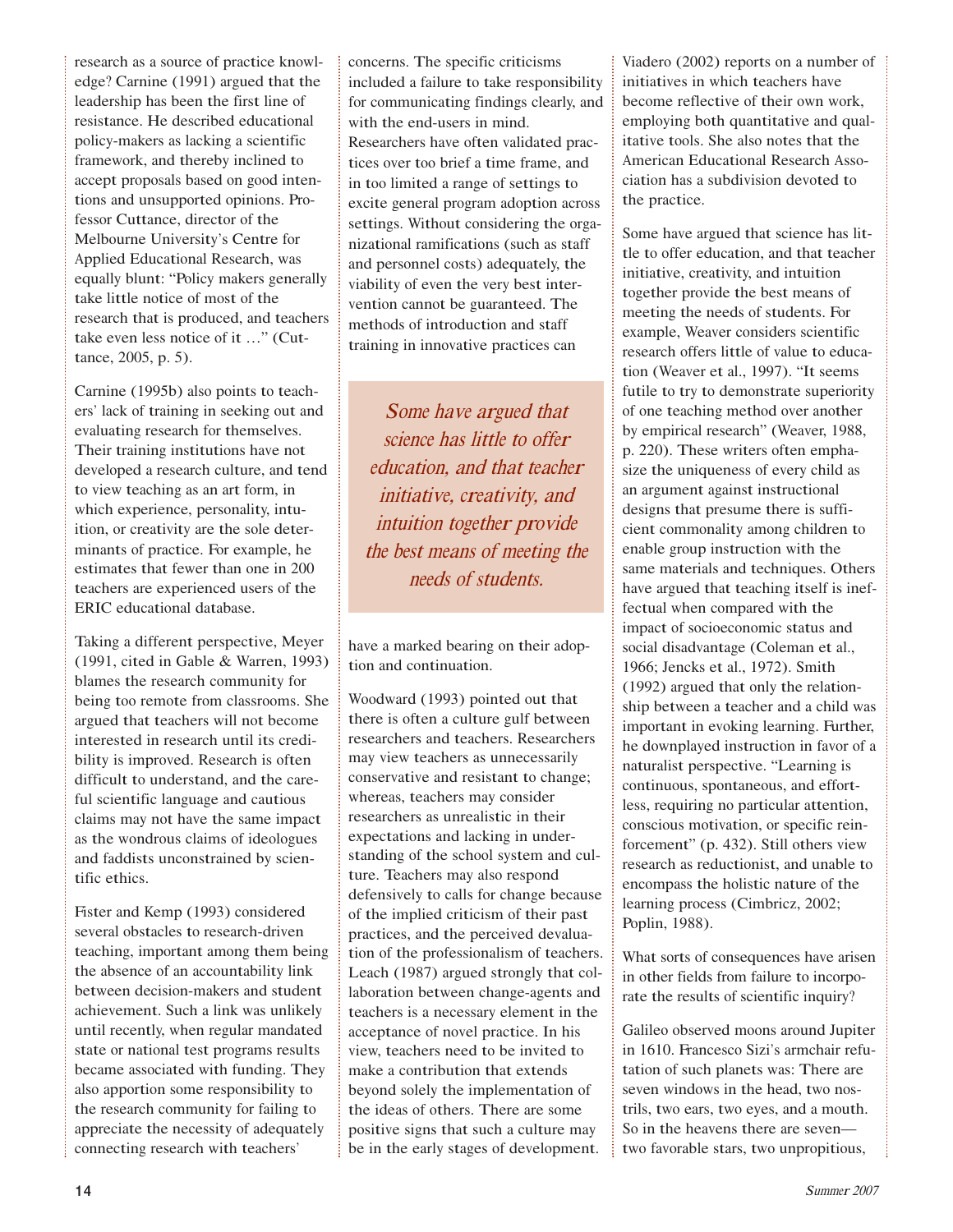research as a source of practice knowledge? Carnine (1991) argued that the leadership has been the first line of resistance. He described educational policy-makers as lacking a scientific framework, and thereby inclined to accept proposals based on good intentions and unsupported opinions. Professor Cuttance, director of the Melbourne University's Centre for Applied Educational Research, was equally blunt: "Policy makers generally take little notice of most of the research that is produced, and teachers take even less notice of it …" (Cuttance, 2005, p. 5).

Carnine (1995b) also points to teachers' lack of training in seeking out and evaluating research for themselves. Their training institutions have not developed a research culture, and tend to view teaching as an art form, in which experience, personality, intuition, or creativity are the sole determinants of practice. For example, he estimates that fewer than one in 200 teachers are experienced users of the ERIC educational database.

Taking a different perspective, Meyer (1991, cited in Gable & Warren, 1993) blames the research community for being too remote from classrooms. She argued that teachers will not become interested in research until its credibility is improved. Research is often difficult to understand, and the careful scientific language and cautious claims may not have the same impact as the wondrous claims of ideologues and faddists unconstrained by scientific ethics.

Fister and Kemp (1993) considered several obstacles to research-driven teaching, important among them being the absence of an accountability link between decision-makers and student achievement. Such a link was unlikely until recently, when regular mandated state or national test programs results became associated with funding. They also apportion some responsibility to the research community for failing to appreciate the necessity of adequately connecting research with teachers' concerns. The specific criticisms included a failure to take responsibility for communicating findings clearly, and with the end-users in mind. Researchers have often validated practices over too brief a time frame, and in too limited a range of settings to excite general program adoption across settings. Without considering the organizational ramifications (such as staff and personnel costs) adequately, the viability of even the very best intervention cannot be guaranteed. The methods of introduction and staff training in innovative practices can have a marked bearing on their adoption and continuation.

*Some have argued that science has little to offer education, and that teacher initiative, creativity, and intuition together provide the best means of meeting the needs of students.*

Woodward (1993) pointed out that there is often a culture gulf between researchers and teachers. Researchers may view teachers as unnecessarily conservative and resistant to change; whereas, teachers may consider researchers as unrealistic in their expectations and lacking in understanding of the school system and culture. Teachers may also respond defensively to calls for change because of the implied criticism of their past practices, and the perceived devaluation of the professionalism of teachers. Leach (1987) argued strongly that collaboration between change-agents and teachers is a necessary element in the acceptance of novel practice. In his view, teachers need to be invited to make a contribution that extends beyond solely the implementation of the ideas of others. There are some positive signs that such a culture may be in the early stages of development. Viadero (2002) reports on a number of initiatives in which teachers have become reflective of their own work, employing both quantitative and qualitative tools. She also notes that the American Educational Research Association has a subdivision devoted to the practice.

Some have argued that science has little to offer education, and that teacher initiative, creativity, and intuition together provide the best means of meeting the needs of students. For example, Weaver considers scientific research offers little of value to education (Weaver et al., 1997). "It seems futile to try to demonstrate superiority of one teaching method over another by empirical research" (Weaver, 1988, p. 220). These writers often emphasize the uniqueness of every child as an argument against instructional designs that presume there is sufficient commonality among children to enable group instruction with the same materials and techniques. Others have argued that teaching itself is ineffectual when compared with the impact of socioeconomic status and social disadvantage (Coleman et al., 1966; Jencks et al., 1972). Smith (1992) argued that only the relationship between a teacher and a child was important in evoking learning. Further, he downplayed instruction in favor of a naturalist perspective. "Learning is continuous, spontaneous, and effortless, requiring no particular attention, conscious motivation, or specific reinforcement" (p. 432). Still others view research as reductionist, and unable to encompass the holistic nature of the learning process (Cimbricz, 2002; Poplin, 1988).

What sorts of consequences have arisen in other fields from failure to incorporate the results of scientific inquiry?

Galileo observed moons around Jupiter in 1610. Francesco Sizi's armchair refutation of such planets was: There are seven windows in the head, two nostrils, two ears, two eyes, and a mouth. So in the heavens there are seven—two favorable stars, two unpropitious,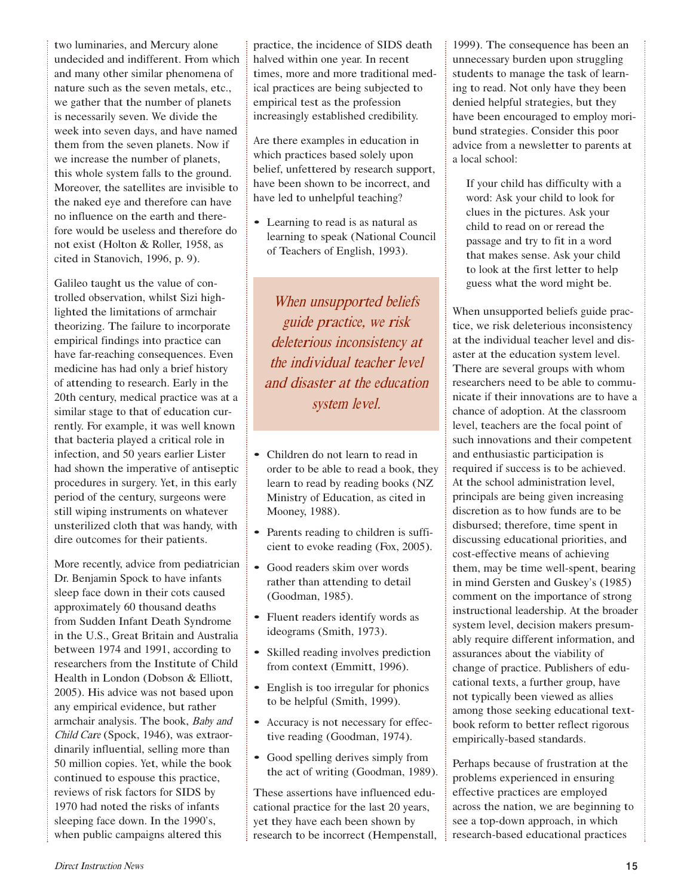two luminaries, and Mercury alone undecided and indifferent. From which and many other similar phenomena of nature such as the seven metals, etc., we gather that the number of planets is necessarily seven. We divide the week into seven days, and have named them from the seven planets. Now if we increase the number of planets, this whole system falls to the ground. Moreover, the satellites are invisible to the naked eye and therefore can have no influence on the earth and therefore would be useless and therefore do not exist (Holton & Roller, 1958, as cited in Stanovich, 1996, p. 9).

Galileo taught us the value of controlled observation, whilst Sizi highlighted the limitations of armchair theorizing. The failure to incorporate empirical findings into practice can have far-reaching consequences. Even medicine has had only a brief history of attending to research. Early in the 20th century, medical practice was at a similar stage to that of education currently. For example, it was well known that bacteria played a critical role in infection, and 50 years earlier Lister had shown the imperative of antiseptic procedures in surgery. Yet, in this early period of the century, surgeons were still wiping instruments on whatever unsterilized cloth that was handy, with dire outcomes for their patients.

More recently, advice from pediatrician Dr. Benjamin Spock to have infants sleep face down in their cots caused approximately 60 thousand deaths from Sudden Infant Death Syndrome in the U.S., Great Britain and Australia between 1974 and 1991, according to researchers from the Institute of Child Health in London (Dobson & Elliott, 2005). His advice was not based upon any empirical evidence, but rather armchair analysis. The book, *Baby and Child Care* (Spock, 1946), was extraordinarily influential, selling more than 50 million copies. Yet, while the book continued to espouse this practice, reviews of risk factors for SIDS by 1970 had noted the risks of infants sleeping face down. In the 1990's, when public campaigns altered this practice, the incidence of SIDS death halved within one year. In recent times, more and more traditional medical practices are being subjected to empirical test as the profession increasingly established credibility.

Are there examples in education in which practices based solely upon belief, unfettered by research support, have been shown to be incorrect, and have led to unhelpful teaching?

- Learning to read is as natural as learning to speak (National Council of Teachers of English, 1993).
- Children do not learn to read in order to be able to read a book, they learn to read by reading books (NZ Ministry of Education, as cited in Mooney, 1988).
- Parents reading to children is sufficient to evoke reading (Fox, 2005).
- Good readers skim over words rather than attending to detail (Goodman, 1985).
- Fluent readers identify words as ideograms (Smith, 1973).
- Skilled reading involves prediction from context (Emmitt, 1996).
- English is too irregular for phonics to be helpful (Smith, 1999).
- Accuracy is not necessary for effective reading (Goodman, 1974).
- Good spelling derives simply from the act of writing (Goodman, 1989).

These assertions have influenced educational practice for the last 20 years, yet they have each been shown by research to be incorrect (Hempenstall, 1999). The consequence has been an unnecessary burden upon struggling students to manage the task of learning to read. Not only have they been denied helpful strategies, but they have been encouraged to employ moribund strategies. Consider this poor advice from a newsletter to parents at a local school:

> If your child has difficulty with a word: Ask your child to look for clues in the pictures. Ask your child to read on or reread the passage and try to fit in a word that makes sense. Ask your child to look at the first letter to help guess what the word might be.

*When unsupported beliefs guide practice, we risk deleterious inconsistency at the individual teacher level and disaster at the education system level.*

When unsupported beliefs guide practice, we risk deleterious inconsistency at the individual teacher level and disaster at the education system level. There are several groups with whom researchers need to be able to communicate if their innovations are to have a chance of adoption. At the classroom level, teachers are the focal point of such innovations and their competent and enthusiastic participation is required if success is to be achieved. At the school administration level, principals are being given increasing discretion as to how funds are to be disbursed; therefore, time spent in discussing educational priorities, and cost-effective means of achieving them, may be time well-spent, bearing in mind Gersten and Guskey's (1985) comment on the importance of strong instructional leadership. At the broader system level, decision makers presumably require different information, and assurances about the viability of change of practice. Publishers of educational texts, a further group, have not typically been viewed as allies among those seeking educational textbook reform to better reflect rigorous empirically-based standards.

Perhaps because of frustration at the problems experienced in ensuring effective practices are employed across the nation, we are beginning to see a top-down approach, in which research-based educational practices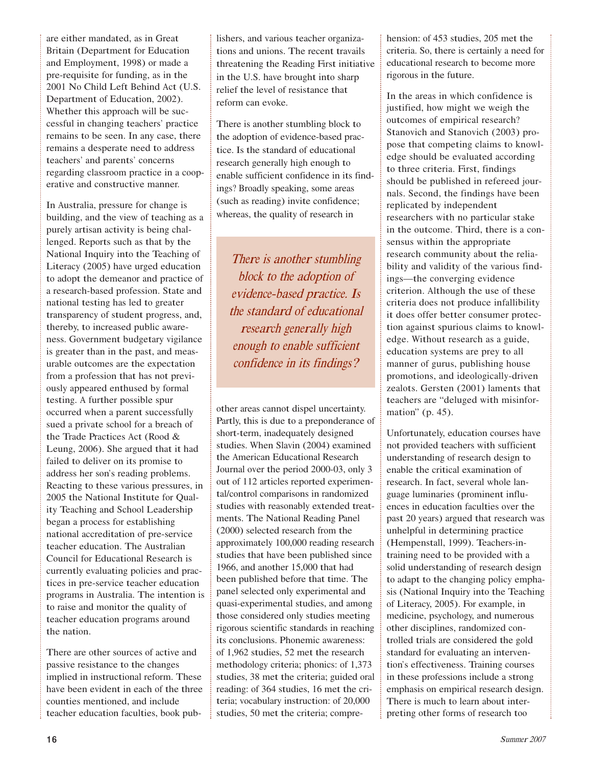are either mandated, as in Great Britain (Department for Education and Employment, 1998) or made a pre-requisite for funding, as in the 2001 No Child Left Behind Act (U.S. Department of Education, 2002). Whether this approach will be successful in changing teachers' practice remains to be seen. In any case, there remains a desperate need to address teachers' and parents' concerns regarding classroom practice in a cooperative and constructive manner.

In Australia, pressure for change is building, and the view of teaching as a purely artisan activity is being challenged. Reports such as that by the National Inquiry into the Teaching of Literacy (2005) have urged education to adopt the demeanor and practice of a research-based profession. State and national testing has led to greater transparency of student progress, and, thereby, to increased public awareness. Government budgetary vigilance is greater than in the past, and measurable outcomes are the expectation from a profession that has not previously appeared enthused by formal testing. A further possible spur occurred when a parent successfully sued a private school for a breach of the Trade Practices Act (Rood & Leung, 2006). She argued that it had failed to deliver on its promise to address her son's reading problems. Reacting to these various pressures, in 2005 the National Institute for Quality Teaching and School Leadership began a process for establishing national accreditation of pre-service teacher education. The Australian Council for Educational Research is currently evaluating policies and practices in pre-service teacher education programs in Australia. The intention is to raise and monitor the quality of teacher education programs around the nation.

There are other sources of active and passive resistance to the changes implied in instructional reform. These have been evident in each of the three counties mentioned, and include teacher education faculties, book publishers, and various teacher organizations and unions. The recent travails threatening the Reading First initiative in the U.S. have brought into sharp relief the level of resistance that reform can evoke.

There is another stumbling block to the adoption of evidence-based practice. Is the standard of educational research generally high enough to enable sufficient confidence in its findings? Broadly speaking, some areas (such as reading) invite confidence; whereas, the quality of research in other areas cannot dispel uncertainty. Partly, this is due to a preponderance of short-term, inadequately designed studies. When Slavin (2004) examined the American Educational Research Journal over the period 2000-03, only 3 out of 112 articles reported experimental/control comparisons in randomized studies with reasonably extended treatments. The National Reading Panel (2000) selected research from the approximately 100,000 reading research studies that have been published since 1966, and another 15,000 that had been published before that time. The panel selected only experimental and quasi-experimental studies, and among those considered only studies meeting rigorous scientific standards in reaching its conclusions. Phonemic awareness: of 1,962 studies, 52 met the research methodology criteria; phonics: of 1,373 studies, 38 met the criteria; guided oral reading: of 364 studies, 16 met the criteria; vocabulary instruction: of 20,000 studies, 50 met the criteria; comprehension: of 453 studies, 205 met the criteria. So, there is certainly a need for educational research to become more rigorous in the future.

*There is another stumbling block to the adoption of evidence-based practice. Is the standard of educational research generally high enough to enable sufficient confidence in its findings?*

In the areas in which confidence is justified, how might we weigh the outcomes of empirical research? Stanovich and Stanovich (2003) propose that competing claims to knowledge should be evaluated according to three criteria. First, findings should be published in refereed journals. Second, the findings have been replicated by independent researchers with no particular stake in the outcome. Third, there is a consensus within the appropriate research community about the reliability and validity of the various findings—the converging evidence criterion. Although the use of these criteria does not produce infallibility it does offer better consumer protection against spurious claims to knowledge. Without research as a guide, education systems are prey to all manner of gurus, publishing house promotions, and ideologically-driven zealots. Gersten (2001) laments that teachers are "deluged with misinformation" (p. 45).

Unfortunately, education courses have not provided teachers with sufficient understanding of research design to enable the critical examination of research. In fact, several whole language luminaries (prominent influences in education faculties over the past 20 years) argued that research was unhelpful in determining practice (Hempenstall, 1999). Teachers-in-training need to be provided with a solid understanding of research design to adapt to the changing policy emphasis (National Inquiry into the Teaching of Literacy, 2005). For example, in medicine, psychology, and numerous other disciplines, randomized controlled trials are considered the gold standard for evaluating an intervention's effectiveness. Training courses in these professions include a strong emphasis on empirical research design. There is much to learn about interpreting other forms of research too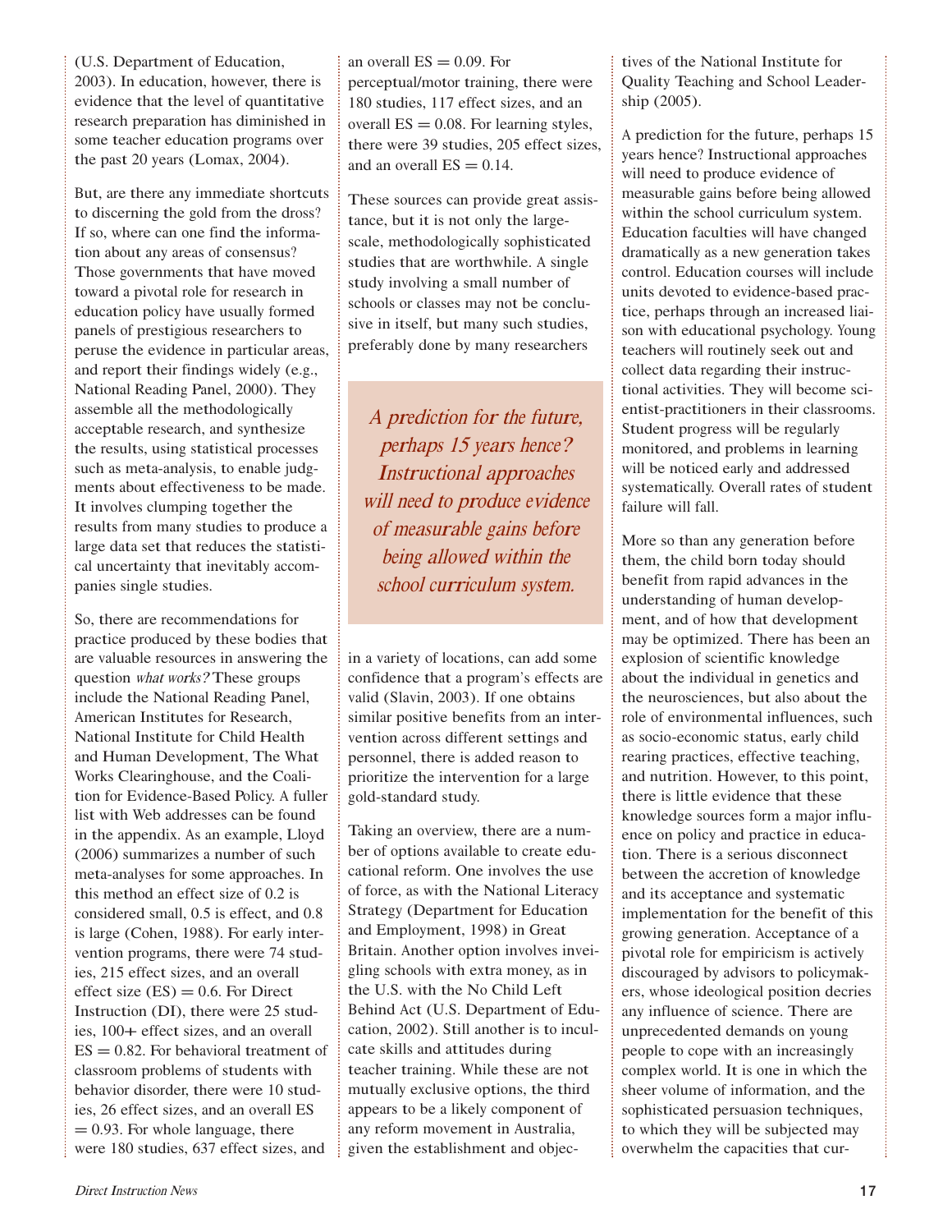(U.S. Department of Education, 2003). In education, however, there is evidence that the level of quantitative research preparation has diminished in some teacher education programs over the past 20 years (Lomax, 2004).

But, are there any immediate shortcuts to discerning the gold from the dross? If so, where can one find the information about any areas of consensus? Those governments that have moved toward a pivotal role for research in education policy have usually formed panels of prestigious researchers to peruse the evidence in particular areas, and report their findings widely (e.g., National Reading Panel, 2000). They assemble all the methodologically acceptable research, and synthesize the results, using statistical processes such as meta-analysis, to enable judgments about effectiveness to be made. It involves clumping together the results from many studies to produce a large data set that reduces the statistical uncertainty that inevitably accompanies single studies.

So, there are recommendations for practice produced by these bodies that are valuable resources in answering the question *what works?* These groups include the National Reading Panel, American Institutes for Research, National Institute for Child Health and Human Development, The What Works Clearinghouse, and the Coalition for Evidence-Based Policy. A fuller list with Web addresses can be found in the appendix. As an example, Lloyd (2006) summarizes a number of such meta-analyses for some approaches. In this method an effect size of 0.2 is considered small, 0.5 is effect, and 0.8 is large (Cohen, 1988). For early intervention programs, there were 74 studies, 215 effect sizes, and an overall effect size (ES) = 0.6. For Direct Instruction (DI), there were 25 studies, 100+ effect sizes, and an overall ES = 0.82. For behavioral treatment of classroom problems of students with behavior disorder, there were 10 studies, 26 effect sizes, and an overall ES = 0.93. For whole language, there were 180 studies, 637 effect sizes, and an overall ES = 0.09. For perceptual/motor training, there were 180 studies, 117 effect sizes, and an overall ES = 0.08. For learning styles, there were 39 studies, 205 effect sizes, and an overall ES = 0.14.

These sources can provide great assistance, but it is not only the large-scale, methodologically sophisticated studies that are worthwhile. A single study involving a small number of schools or classes may not be conclusive in itself, but many such studies, preferably done by many researchers in a variety of locations, can add some confidence that a program's effects are valid (Slavin, 2003). If one obtains similar positive benefits from an intervention across different settings and personnel, there is added reason to prioritize the intervention for a large gold-standard study.

> *A prediction for the future, perhaps 15 years hence? Instructional approaches will need to produce evidence of measurable gains before being allowed within the school curriculum system.*

Taking an overview, there are a number of options available to create educational reform. One involves the use of force, as with the National Literacy Strategy (Department for Education and Employment, 1998) in Great Britain. Another option involves inveigling schools with extra money, as in the U.S. with the No Child Left Behind Act (U.S. Department of Education, 2002). Still another is to inculcate skills and attitudes during teacher training. While these are not mutually exclusive options, the third appears to be a likely component of any reform movement in Australia, given the establishment and objectives of the National Institute for Quality Teaching and School Leadership (2005).

A prediction for the future, perhaps 15 years hence? Instructional approaches will need to produce evidence of measurable gains before being allowed within the school curriculum system. Education faculties will have changed dramatically as a new generation takes control. Education courses will include units devoted to evidence-based practice, perhaps through an increased liaison with educational psychology. Young teachers will routinely seek out and collect data regarding their instructional activities. They will become scientist-practitioners in their classrooms. Student progress will be regularly monitored, and problems in learning will be noticed early and addressed systematically. Overall rates of student failure will fall.

More so than any generation before them, the child born today should benefit from rapid advances in the understanding of human development, and of how that development may be optimized. There has been an explosion of scientific knowledge about the individual in genetics and the neurosciences, but also about the role of environmental influences, such as socio-economic status, early child rearing practices, effective teaching, and nutrition. However, to this point, there is little evidence that these knowledge sources form a major influence on policy and practice in education. There is a serious disconnect between the accretion of knowledge and its acceptance and systematic implementation for the benefit of this growing generation. Acceptance of a pivotal role for empiricism is actively discouraged by advisors to policymakers, whose ideological position decries any influence of science. There are unprecedented demands on young people to cope with an increasingly complex world. It is one in which the sheer volume of information, and the sophisticated persuasion techniques, to which they will be subjected may overwhelm the capacities that cur-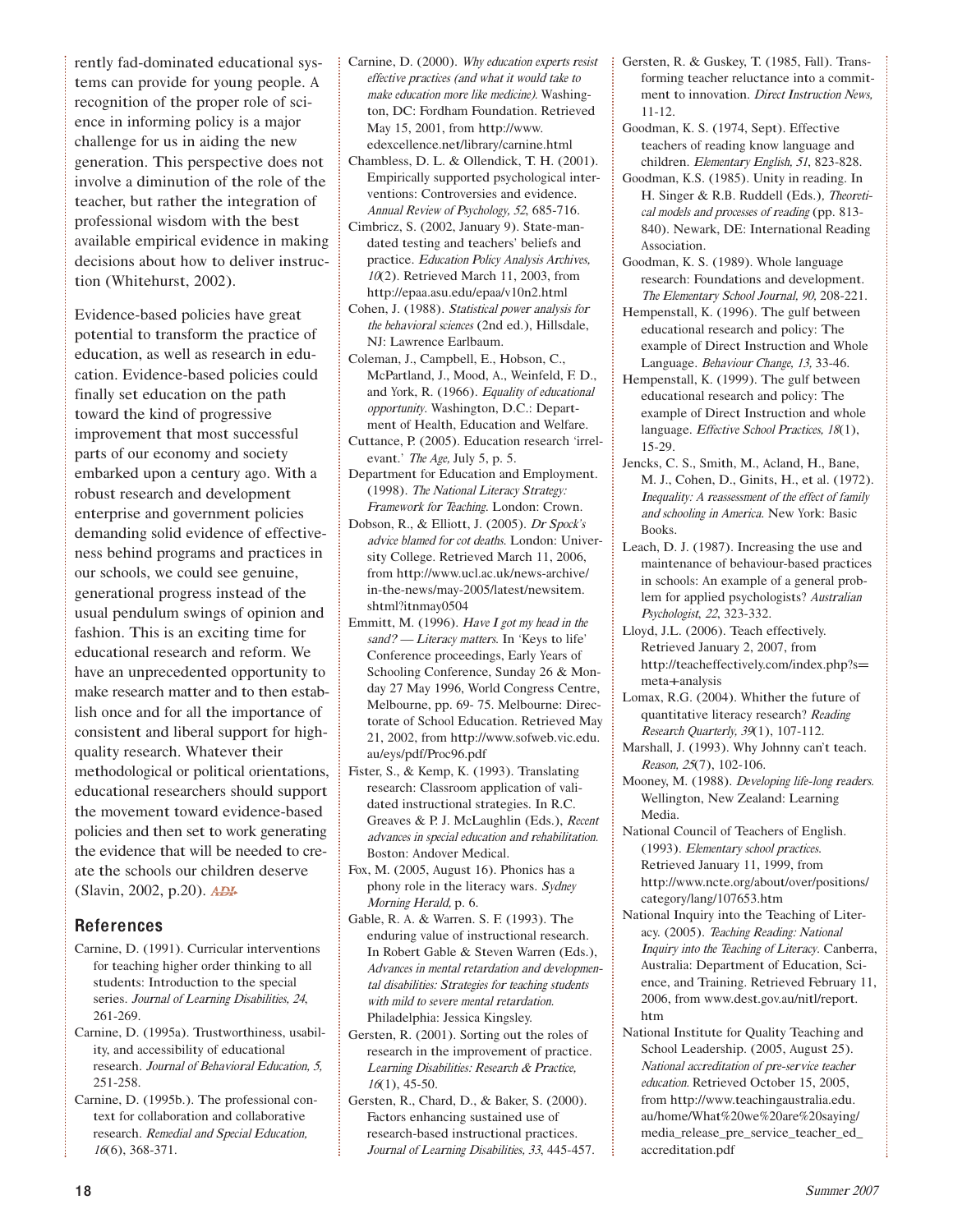rently fad-dominated educational systems can provide for young people. A recognition of the proper role of science in informing policy is a major challenge for us in aiding the new generation. This perspective does not involve a diminution of the role of the teacher, but rather the integration of professional wisdom with the best available empirical evidence in making decisions about how to deliver instruction (Whitehurst, 2002).

Evidence-based policies have great potential to transform the practice of education, as well as research in education. Evidence-based policies could finally set education on the path toward the kind of progressive improvement that most successful parts of our economy and society embarked upon a century ago. With a robust research and development enterprise and government policies demanding solid evidence of effectiveness behind programs and practices in our schools, we could see genuine, generational progress instead of the usual pendulum swings of opinion and fashion. This is an exciting time for educational research and reform. We have an unprecedented opportunity to make research matter and to then establish once and for all the importance of consistent and liberal support for high-quality research. Whatever their methodological or political orientations, educational researchers should support the movement toward evidence-based policies and then set to work generating the evidence that will be needed to create the schools our children deserve (Slavin, 2002, p.20). *ADI*

## References

Carnine, D. (1991). Curricular interventions for teaching higher order thinking to all students: Introduction to the special series. *Journal of Learning Disabilities, 24*, 261-269.

Carnine, D. (1995a). Trustworthiness, usability, and accessibility of educational research. *Journal of Behavioral Education, 5,* 251-258.

Carnine, D. (1995b.). The professional context for collaboration and collaborative research. *Remedial and Special Education, 16*(6), 368-371.

Carnine, D. (2000). *Why education experts resist effective practices (and what it would take to make education more like medicine).* Washington, DC: Fordham Foundation. Retrieved May 15, 2001, from http://www.edexcellence.net/library/carnine.html

Chambless, D. L. & Ollendick, T. H. (2001). Empirically supported psychological interventions: Controversies and evidence. *Annual Review of Psychology, 52*, 685-716.

Cimbricz, S. (2002, January 9). State-mandated testing and teachers' beliefs and practice. *Education Policy Analysis Archives, 10*(2). Retrieved March 11, 2003, from http://epaa.asu.edu/epaa/v10n2.html

Cohen, J. (1988). *Statistical power analysis for the behavioral sciences* (2nd ed.), Hillsdale, NJ: Lawrence Earlbaum.

Coleman, J., Campbell, E., Hobson, C., McPartland, J., Mood, A., Weinfeld, F. D., and York, R. (1966). *Equality of educational opportunity*. Washington, D.C.: Department of Health, Education and Welfare.

Cuttance, P. (2005). Education research 'irrelevant.' *The Age,* July 5, p. 5.

Department for Education and Employment. (1998). *The National Literacy Strategy: Framework for Teaching.* London: Crown.

Dobson, R., & Elliott, J. (2005). *Dr Spock's advice blamed for cot deaths.* London: University College. Retrieved March 11, 2006, from http://www.ucl.ac.uk/news-archive/in-the-news/may-2005/latest/newsitem.shtml?itnmay0504

Emmitt, M. (1996). *Have I got my head in the sand? — Literacy matters.* In 'Keys to life' Conference proceedings, Early Years of Schooling Conference, Sunday 26 & Monday 27 May 1996, World Congress Centre, Melbourne, pp. 69- 75. Melbourne: Directorate of School Education. Retrieved May 21, 2002, from http://www.sofweb.vic.edu.au/eys/pdf/Proc96.pdf

Fister, S., & Kemp, K. (1993). Translating research: Classroom application of validated instructional strategies. In R.C. Greaves & P. J. McLaughlin (Eds.), *Recent advances in special education and rehabilitation.* Boston: Andover Medical.

Fox, M. (2005, August 16). Phonics has a phony role in the literacy wars. *Sydney Morning Herald,* p. 6.

Gable, R. A. & Warren. S. F. (1993). The enduring value of instructional research. In Robert Gable & Steven Warren (Eds.), *Advances in mental retardation and developmental disabilities: Strategies for teaching students with mild to severe mental retardation.* Philadelphia: Jessica Kingsley.

Gersten, R. (2001). Sorting out the roles of research in the improvement of practice. *Learning Disabilities: Research & Practice, 16*(1), 45-50.

Gersten, R., Chard, D., & Baker, S. (2000). Factors enhancing sustained use of research-based instructional practices. *Journal of Learning Disabilities, 33*, 445-457.

Gersten, R. & Guskey, T. (1985, Fall). Transforming teacher reluctance into a commitment to innovation. *Direct Instruction News,* 11-12.

Goodman, K. S. (1974, Sept). Effective teachers of reading know language and children. *Elementary English, 51*, 823-828.

Goodman, K.S. (1985). Unity in reading. In H. Singer & R.B. Ruddell (Eds.)*, Theoretical models and processes of reading* (pp. 813-840). Newark, DE: International Reading Association.

Goodman, K. S. (1989). Whole language research: Foundations and development. *The Elementary School Journal, 90*, 208-221.

Hempenstall, K. (1996). The gulf between educational research and policy: The example of Direct Instruction and Whole Language. *Behaviour Change, 13,* 33-46.

Hempenstall, K. (1999). The gulf between educational research and policy: The example of Direct Instruction and whole language. *Effective School Practices, 18*(1), 15-29.

Jencks, C. S., Smith, M., Acland, H., Bane, M. J., Cohen, D., Ginits, H., et al. (1972). *Inequality: A reassessment of the effect of family and schooling in America.* New York: Basic Books.

Leach, D. J. (1987). Increasing the use and maintenance of behaviour-based practices in schools: An example of a general problem for applied psychologists? *Australian Psychologist, 22*, 323-332.

Lloyd, J.L. (2006). Teach effectively. Retrieved January 2, 2007, from http://teacheffectively.com/index.php?s=meta+analysis

Lomax, R.G. (2004). Whither the future of quantitative literacy research? *Reading Research Quarterly, 39*(1), 107-112.

Marshall, J. (1993). Why Johnny can't teach. *Reason, 25*(7), 102-106.

Mooney, M. (1988). *Developing life-long readers.* Wellington, New Zealand: Learning Media.

National Council of Teachers of English. (1993). *Elementary school practices.* Retrieved January 11, 1999, from http://www.ncte.org/about/over/positions/category/lang/107653.htm

National Inquiry into the Teaching of Literacy. (2005). *Teaching Reading: National Inquiry into the Teaching of Literacy*. Canberra, Australia: Department of Education, Science, and Training. Retrieved February 11, 2006, from www.dest.gov.au/nitl/report.htm

National Institute for Quality Teaching and School Leadership. (2005, August 25). *National accreditation of pre-service teacher education.* Retrieved October 15, 2005, from http://www.teachingaustralia.edu.au/home/What%20we%20are%20saying/media_release_pre_service_teacher_ed_accreditation.pdf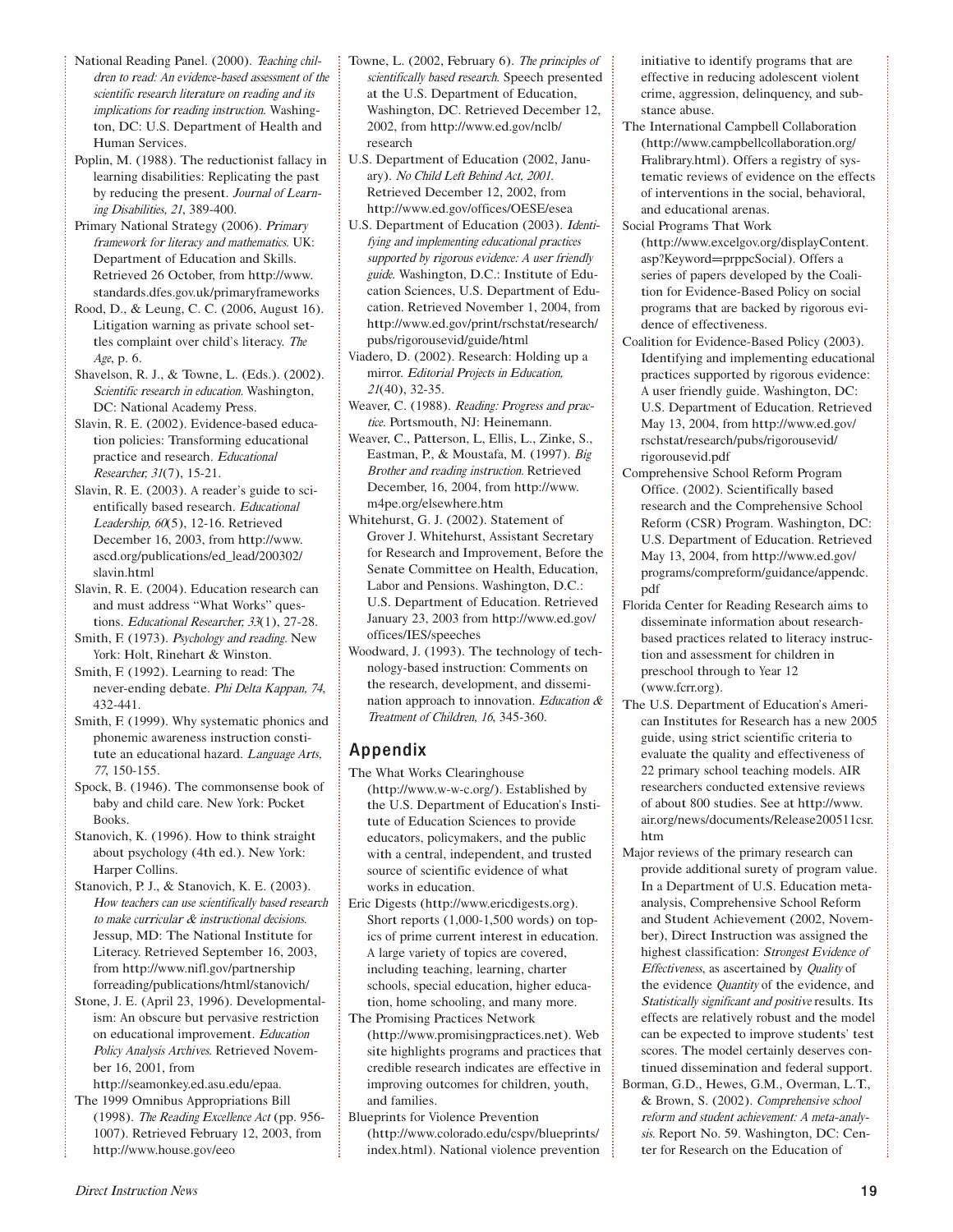National Reading Panel. (2000). *Teaching children to read: An evidence-based assessment of the scientific research literature on reading and its implications for reading instruction.* Washington, DC: U.S. Department of Health and Human Services.

Poplin, M. (1988). The reductionist fallacy in learning disabilities: Replicating the past by reducing the present. *Journal of Learning Disabilities, 21*, 389-400.

Primary National Strategy (2006). *Primary framework for literacy and mathematics.* UK: Department of Education and Skills. Retrieved 26 October, from http://www.standards.dfes.gov.uk/primaryframeworks

Rood, D., & Leung, C. C. (2006, August 16). Litigation warning as private school settles complaint over child's literacy. *The Age*, p. 6.

Shavelson, R. J., & Towne, L. (Eds.). (2002). *Scientific research in education.* Washington, DC: National Academy Press.

Slavin, R. E. (2002). Evidence-based education policies: Transforming educational practice and research. *Educational Researcher, 31*(7), 15-21.

Slavin, R. E. (2003). A reader's guide to scientifically based research. *Educational Leadership, 60*(5), 12-16. Retrieved December 16, 2003, from http://www.ascd.org/publications/ed_lead/200302/slavin.html

Slavin, R. E. (2004). Education research can and must address "What Works" questions. *Educational Researcher, 33*(1), 27-28.

Smith, F. (1973). *Psychology and reading.* New York: Holt, Rinehart & Winston.

Smith, F. (1992). Learning to read: The never-ending debate. *Phi Delta Kappan, 74*, 432-441.

Smith, F. (1999). Why systematic phonics and phonemic awareness instruction constitute an educational hazard. *Language Arts, 77*, 150-155.

Spock, B. (1946). The commonsense book of baby and child care. New York: Pocket Books.

Stanovich, K. (1996). How to think straight about psychology (4th ed.). New York: Harper Collins.

Stanovich, P. J., & Stanovich, K. E. (2003). *How teachers can use scientifically based research to make curricular & instructional decisions.* Jessup, MD: The National Institute for Literacy. Retrieved September 16, 2003, from http://www.nifl.gov/partnership forreading/publications/html/stanovich/

Stone, J. E. (April 23, 1996). Developmentalism: An obscure but pervasive restriction on educational improvement. *Education Policy Analysis Archives.* Retrieved November 16, 2001, from http://seamonkey.ed.asu.edu/epaa.

The 1999 Omnibus Appropriations Bill (1998). *The Reading Excellence Act* (pp. 956-1007). Retrieved February 12, 2003, from http://www.house.gov/eeo

Towne, L. (2002, February 6). *The principles of scientifically based research.* Speech presented at the U.S. Department of Education, Washington, DC. Retrieved December 12, 2002, from http://www.ed.gov/nclb/research

U.S. Department of Education (2002, January). *No Child Left Behind Act, 2001.* Retrieved December 12, 2002, from http://www.ed.gov/offices/OESE/esea

U.S. Department of Education (2003). *Identifying and implementing educational practices supported by rigorous evidence: A user friendly guide.* Washington, D.C.: Institute of Education Sciences, U.S. Department of Education. Retrieved November 1, 2004, from http://www.ed.gov/print/rschstat/research/pubs/rigorousevid/guide/html

Viadero, D. (2002). Research: Holding up a mirror. *Editorial Projects in Education, 21*(40), 32-35.

Weaver, C. (1988). *Reading: Progress and practice.* Portsmouth, NJ: Heinemann.

Weaver, C., Patterson, L, Ellis, L., Zinke, S., Eastman, P., & Moustafa, M. (1997). *Big Brother and reading instruction.* Retrieved December, 16, 2004, from http://www.m4pe.org/elsewhere.htm

Whitehurst, G. J. (2002). Statement of Grover J. Whitehurst, Assistant Secretary for Research and Improvement, Before the Senate Committee on Health, Education, Labor and Pensions. Washington, D.C.: U.S. Department of Education. Retrieved January 23, 2003 from http://www.ed.gov/offices/IES/speeches

Woodward, J. (1993). The technology of technology-based instruction: Comments on the research, development, and dissemination approach to innovation. *Education & Treatment of Children, 16*, 345-360.

## Appendix

The What Works Clearinghouse (http://www.w-w-c.org/). Established by the U.S. Department of Education's Institute of Education Sciences to provide educators, policymakers, and the public with a central, independent, and trusted source of scientific evidence of what works in education.

Eric Digests (http://www.ericdigests.org). Short reports (1,000-1,500 words) on topics of prime current interest in education. A large variety of topics are covered, including teaching, learning, charter schools, special education, higher education, home schooling, and many more.

The Promising Practices Network (http://www.promisingpractices.net). Web site highlights programs and practices that credible research indicates are effective in improving outcomes for children, youth, and families.

Blueprints for Violence Prevention (http://www.colorado.edu/cspv/blueprints/index.html). National violence prevention initiative to identify programs that are effective in reducing adolescent violent crime, aggression, delinquency, and substance abuse.

The International Campbell Collaboration (http://www.campbellcollaboration.org/Fralibrary.html). Offers a registry of systematic reviews of evidence on the effects of interventions in the social, behavioral, and educational arenas.

Social Programs That Work (http://www.excelgov.org/displayContent.asp?Keyword=prppcSocial). Offers a series of papers developed by the Coalition for Evidence-Based Policy on social programs that are backed by rigorous evidence of effectiveness.

Coalition for Evidence-Based Policy (2003). Identifying and implementing educational practices supported by rigorous evidence: A user friendly guide. Washington, DC: U.S. Department of Education. Retrieved May 13, 2004, from http://www.ed.gov/rschstat/research/pubs/rigorousevid/rigorousevid.pdf

Comprehensive School Reform Program Office. (2002). Scientifically based research and the Comprehensive School Reform (CSR) Program. Washington, DC: U.S. Department of Education. Retrieved May 13, 2004, from http://www.ed.gov/programs/compreform/guidance/appendc.pdf

Florida Center for Reading Research aims to disseminate information about research-based practices related to literacy instruction and assessment for children in preschool through to Year 12 (www.fcrr.org).

The U.S. Department of Education's American Institutes for Research has a new 2005 guide, using strict scientific criteria to evaluate the quality and effectiveness of 22 primary school teaching models. AIR researchers conducted extensive reviews of about 800 studies. See at http://www.air.org/news/documents/Release200511csr.htm

Major reviews of the primary research can provide additional surety of program value. In a Department of U.S. Education meta-analysis, Comprehensive School Reform and Student Achievement (2002, November), Direct Instruction was assigned the highest classification: *Strongest Evidence of Effectiveness*, as ascertained by *Quality* of the evidence *Quantity* of the evidence, and *Statistically significant and positive* results. Its effects are relatively robust and the model can be expected to improve students' test scores. The model certainly deserves continued dissemination and federal support.

Borman, G.D., Hewes, G.M., Overman, L.T., & Brown, S. (2002). *Comprehensive school reform and student achievement: A meta-analysis.* Report No. 59. Washington, DC: Center for Research on the Education of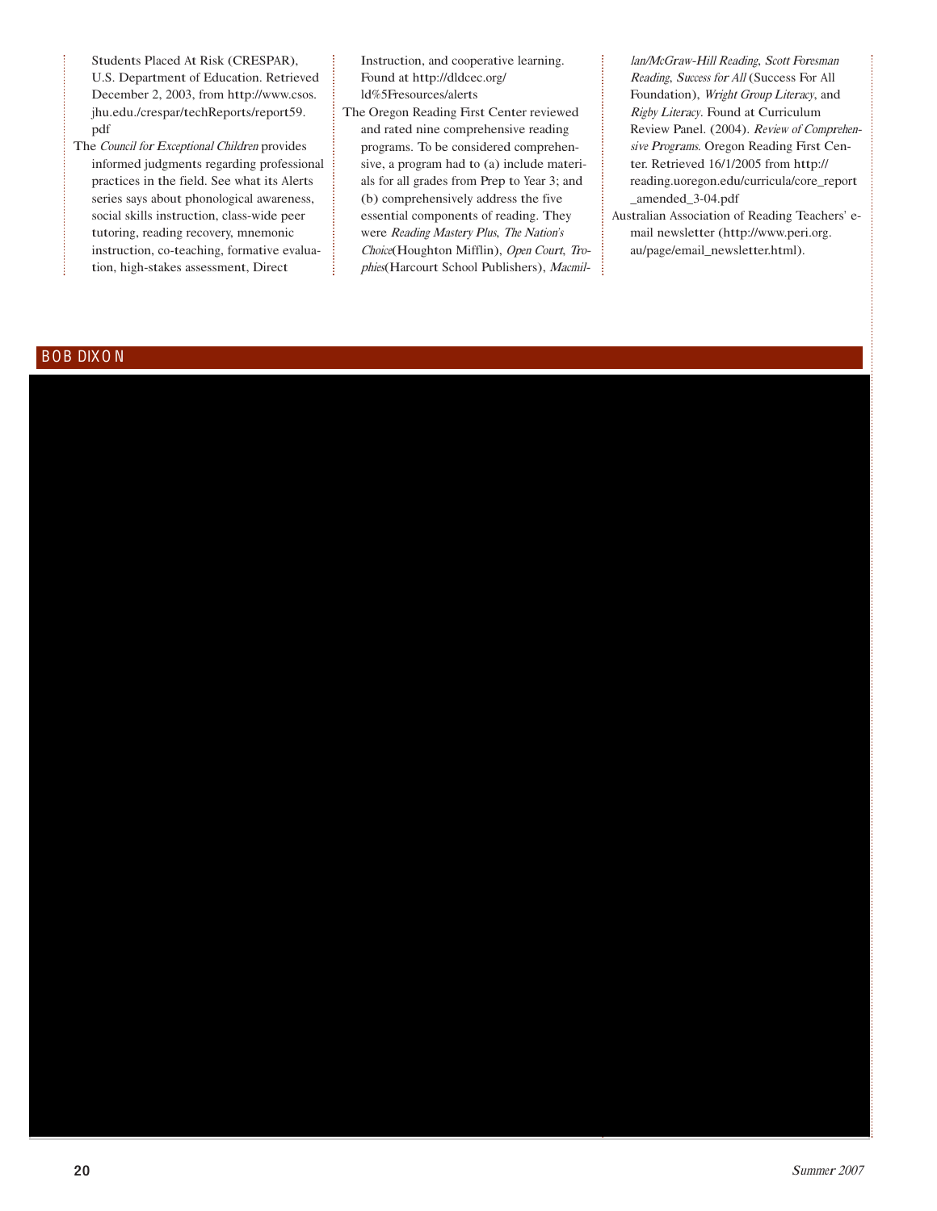Students Placed At Risk (CRESPAR), U.S. Department of Education. Retrieved December 2, 2003, from http://www.csos.jhu.edu./crespar/techReports/report59.pdf

The *Council for Exceptional Children* provides informed judgments regarding professional practices in the field. See what its Alerts series says about phonological awareness, social skills instruction, class-wide peer tutoring, reading recovery, mnemonic instruction, co-teaching, formative evaluation, high-stakes assessment, Direct Instruction, and cooperative learning. Found at http://dldcec.org/ld%5Fresources/alerts

The Oregon Reading First Center reviewed and rated nine comprehensive reading programs. To be considered comprehensive, a program had to (a) include materials for all grades from Prep to Year 3; and (b) comprehensively address the five essential components of reading. They were *Reading Mastery Plus*, *The Nation's Choice*(Houghton Mifflin), *Open Court*, *Trophies*(Harcourt School Publishers), *Macmillan/McGraw-Hill Reading*, *Scott Foresman Reading*, *Success for All* (Success For All Foundation), *Wright Group Literacy*, and *Rigby Literacy*. Found at Curriculum Review Panel. (2004). *Review of Comprehensive Programs*. Oregon Reading First Center. Retrieved 16/1/2005 from http://reading.uoregon.edu/curricula/core_report_amended_3-04.pdf

Australian Association of Reading Teachers' e-mail newsletter (http://www.peri.org.au/page/email_newsletter.html).